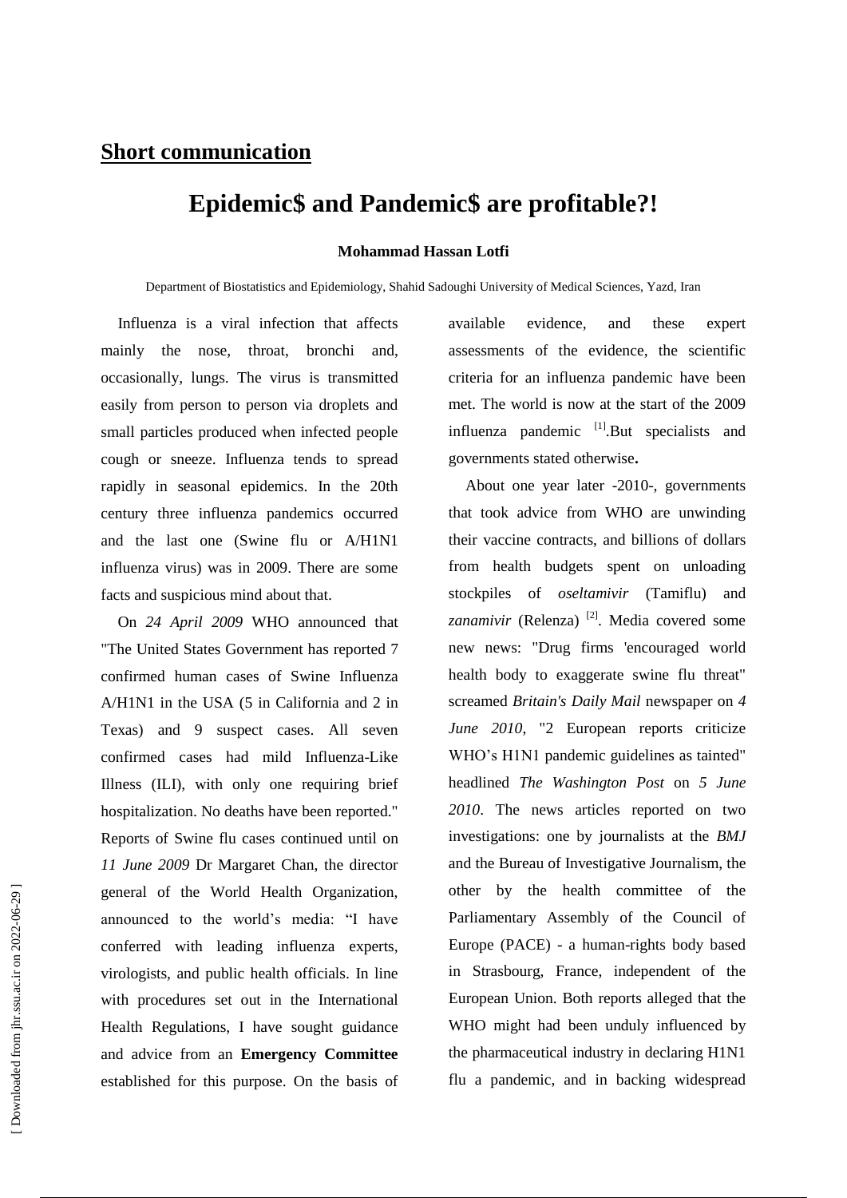## Short communication

# Epidemic$ and Pandemic$ are profitable?!

**Mohammad Hassan Lotfi**

Department of Biostatistics and Epidemiology, Shahid Sadoughi University of Medical Sciences, Yazd, Iran

Influenza is a viral infection that affects mainly the nose, throat, bronchi and, occasionally, lungs. The virus is transmitted easily from person to person via droplets and small particles produced when infected people cough or sneeze. Influenza tends to spread rapidly in seasonal epidemics. In the 20th century three influenza pandemics occurred and the last one (Swine flu or A/H1N1 influenza virus) was in 2009. There are some facts and suspicious mind about that.

On *24 April 2009* WHO announced that "The United States Government has reported 7 confirmed human cases of Swine Influenza A/H1N1 in the USA (5 in California and 2 in Texas) and 9 suspect cases. All seven confirmed cases had mild Influenza-Like Illness (ILI), with only one requiring brief hospitalization. No deaths have been reported." Reports of Swine flu cases continued until on *11 June 2009* Dr Margaret Chan, the director general of the World Health Organization, announced to the world's media: "I have conferred with leading influenza experts, virologists, and public health officials. In line with procedures set out in the International Health Regulations, I have sought guidance and advice from an **Emergency Committee** established for this purpose. On the basis of available evidence, and these expert assessments of the evidence, the scientific criteria for an influenza pandemic have been met. The world is now at the start of the 2009 influenza pandemic [1].But specialists and governments stated otherwise**.**

About one year later -2010-, governments that took advice from WHO are unwinding their vaccine contracts, and billions of dollars from health budgets spent on unloading stockpiles of *oseltamivir* (Tamiflu) and *zanamivir* (Relenza) [2]. Media covered some new news: "Drug firms 'encouraged world health body to exaggerate swine flu threat" screamed *Britain's Daily Mail* newspaper on *4 June 2010*, "2 European reports criticize WHO's H1N1 pandemic guidelines as tainted" headlined *The Washington Post* on *5 June 2010*. The news articles reported on two investigations: one by journalists at the *BMJ* and the Bureau of Investigative Journalism, the other by the health committee of the Parliamentary Assembly of the Council of Europe (PACE) - a human-rights body based in Strasbourg, France, independent of the European Union. Both reports alleged that the WHO might had been unduly influenced by the pharmaceutical industry in declaring H1N1 flu a pandemic, and in backing widespread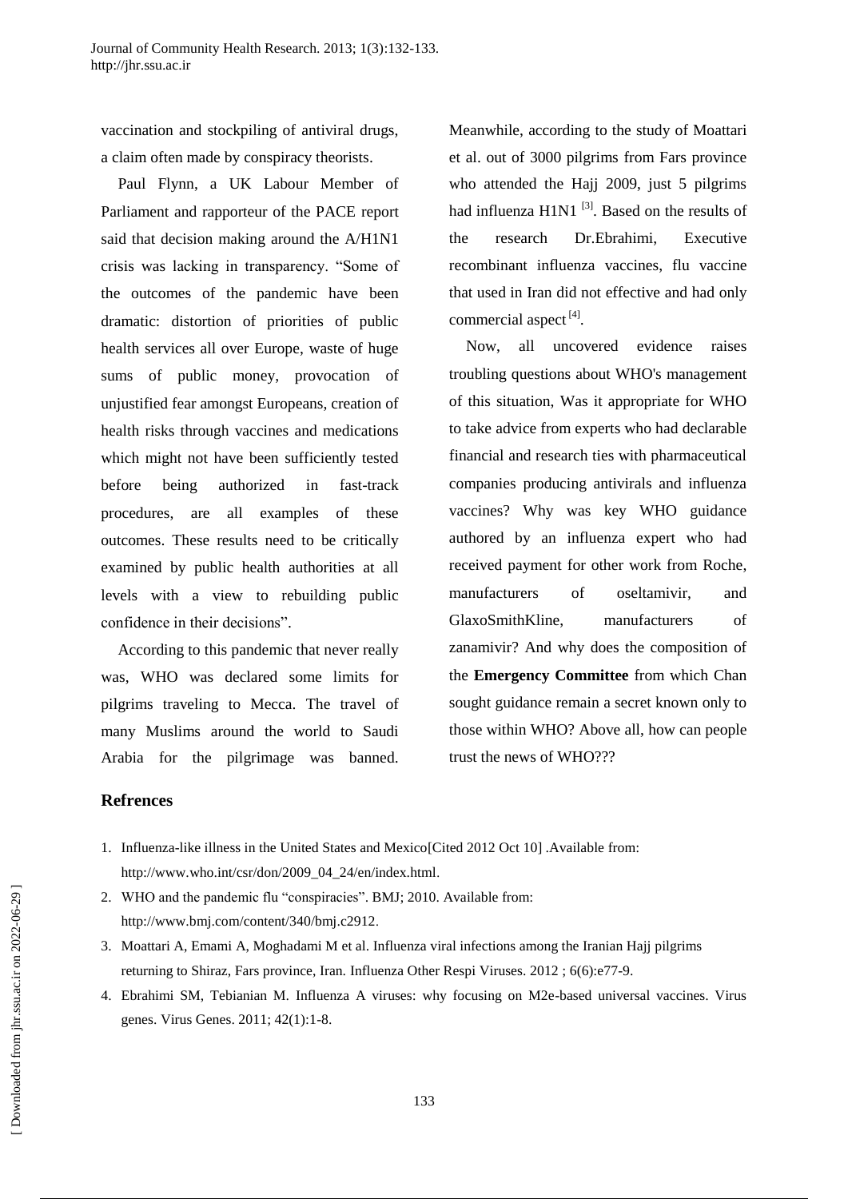vaccination and stockpiling of antiviral drugs, a claim often made by conspiracy theorists.

Paul Flynn, a UK Labour Member of Parliament and rapporteur of the PACE report said that decision making around the A/H1N1 crisis was lacking in transparency. "Some of the outcomes of the pandemic have been dramatic: distortion of priorities of public health services all over Europe, waste of huge sums of public money, provocation of unjustified fear amongst Europeans, creation of health risks through vaccines and medications which might not have been sufficiently tested before being authorized in fast-track procedures, are all examples of these outcomes. These results need to be critically examined by public health authorities at all levels with a view to rebuilding public confidence in their decisions".

According to this pandemic that never really was, WHO was declared some limits for pilgrims traveling to Mecca. The travel of many Muslims around the world to Saudi Arabia for the pilgrimage was banned. Meanwhile, according to the study of Moattari et al. out of 3000 pilgrims from Fars province who attended the Hajj 2009, just 5 pilgrims had influenza H1N1 [3]. Based on the results of the research Dr.Ebrahimi, Executive recombinant influenza vaccines, flu vaccine that used in Iran did not effective and had only commercial aspect [4].

Now, all uncovered evidence raises troubling questions about WHO's management of this situation, Was it appropriate for WHO to take advice from experts who had declarable financial and research ties with pharmaceutical companies producing antivirals and influenza vaccines? Why was key WHO guidance authored by an influenza expert who had received payment for other work from Roche, manufacturers of oseltamivir, and GlaxoSmithKline, manufacturers of zanamivir? And why does the composition of the **Emergency Committee** from which Chan sought guidance remain a secret known only to those within WHO? Above all, how can people trust the news of WHO???

## Refrences

1. Influenza-like illness in the United States and Mexico[Cited 2012 Oct 10] .Available from: http://www.who.int/csr/don/2009_04_24/en/index.html.
2. WHO and the pandemic flu "conspiracies". BMJ; 2010. Available from: http://www.bmj.com/content/340/bmj.c2912.
3. Moattari A, Emami A, Moghadami M et al. Influenza viral infections among the Iranian Hajj pilgrims returning to Shiraz, Fars province, Iran. Influenza Other Respi Viruses. 2012 ; 6(6):e77-9.
4. Ebrahimi SM, Tebianian M. Influenza A viruses: why focusing on M2e-based universal vaccines. Virus genes. Virus Genes. 2011; 42(1):1-8.